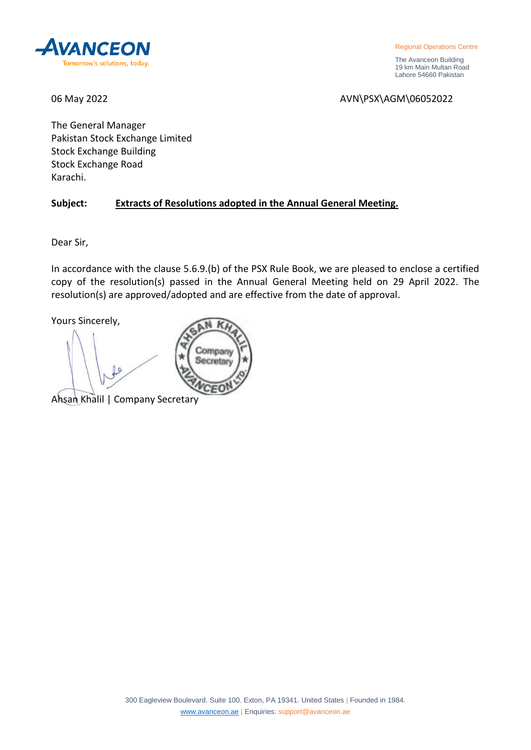AVANCEON
Tomorrow's solutions, today.

Regional Operations Centre

The Avanceon Building
19 km Main Multan Road
Lahore 54660 Pakistan

06 May 2022

AVN\PSX\AGM\06052022

The General Manager
Pakistan Stock Exchange Limited
Stock Exchange Building
Stock Exchange Road
Karachi.

**Subject:** **Extracts of Resolutions adopted in the Annual General Meeting.**

Dear Sir,

In accordance with the clause 5.6.9.(b) of the PSX Rule Book, we are pleased to enclose a certified copy of the resolution(s) passed in the Annual General Meeting held on 29 April 2022. The resolution(s) are approved/adopted and are effective from the date of approval.

Yours Sincerely,

Ahsan Khalil | Company Secretary

300 Eagleview Boulevard. Suite 100. Exton, PA 19341. United States | Founded in 1984.
www.avanceon.ae | Enquiries: support@avanceon.ae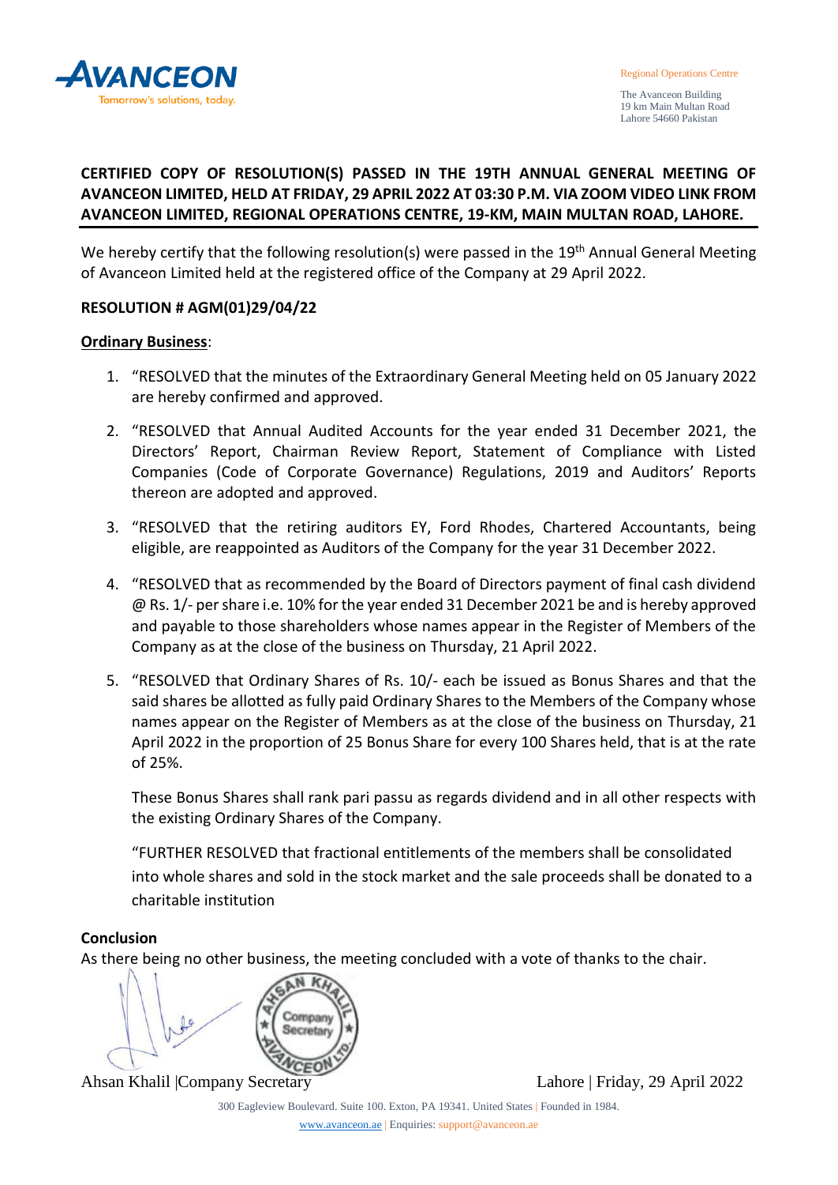Regional Operations Centre

The Avanceon Building
19 km Main Multan Road
Lahore 54660 Pakistan

**CERTIFIED COPY OF RESOLUTION(S) PASSED IN THE 19TH ANNUAL GENERAL MEETING OF AVANCEON LIMITED, HELD AT FRIDAY, 29 APRIL 2022 AT 03:30 P.M. VIA ZOOM VIDEO LINK FROM AVANCEON LIMITED, REGIONAL OPERATIONS CENTRE, 19-KM, MAIN MULTAN ROAD, LAHORE.**

We hereby certify that the following resolution(s) were passed in the 19th Annual General Meeting of Avanceon Limited held at the registered office of the Company at 29 April 2022.

**RESOLUTION # AGM(01)29/04/22**

**Ordinary Business**:

1. "RESOLVED that the minutes of the Extraordinary General Meeting held on 05 January 2022 are hereby confirmed and approved.
2. "RESOLVED that Annual Audited Accounts for the year ended 31 December 2021, the Directors' Report, Chairman Review Report, Statement of Compliance with Listed Companies (Code of Corporate Governance) Regulations, 2019 and Auditors' Reports thereon are adopted and approved.
3. "RESOLVED that the retiring auditors EY, Ford Rhodes, Chartered Accountants, being eligible, are reappointed as Auditors of the Company for the year 31 December 2022.
4. "RESOLVED that as recommended by the Board of Directors payment of final cash dividend @ Rs. 1/- per share i.e. 10% for the year ended 31 December 2021 be and is hereby approved and payable to those shareholders whose names appear in the Register of Members of the Company as at the close of the business on Thursday, 21 April 2022.
5. "RESOLVED that Ordinary Shares of Rs. 10/- each be issued as Bonus Shares and that the said shares be allotted as fully paid Ordinary Shares to the Members of the Company whose names appear on the Register of Members as at the close of the business on Thursday, 21 April 2022 in the proportion of 25 Bonus Share for every 100 Shares held, that is at the rate of 25%.

   These Bonus Shares shall rank pari passu as regards dividend and in all other respects with the existing Ordinary Shares of the Company.

   "FURTHER RESOLVED that fractional entitlements of the members shall be consolidated into whole shares and sold in the stock market and the sale proceeds shall be donated to a charitable institution

**Conclusion**

As there being no other business, the meeting concluded with a vote of thanks to the chair.

Ahsan Khalil |Company Secretary

Lahore | Friday, 29 April 2022

300 Eagleview Boulevard. Suite 100. Exton, PA 19341. United States | Founded in 1984.

www.avanceon.ae | Enquiries: support@avanceon.ae